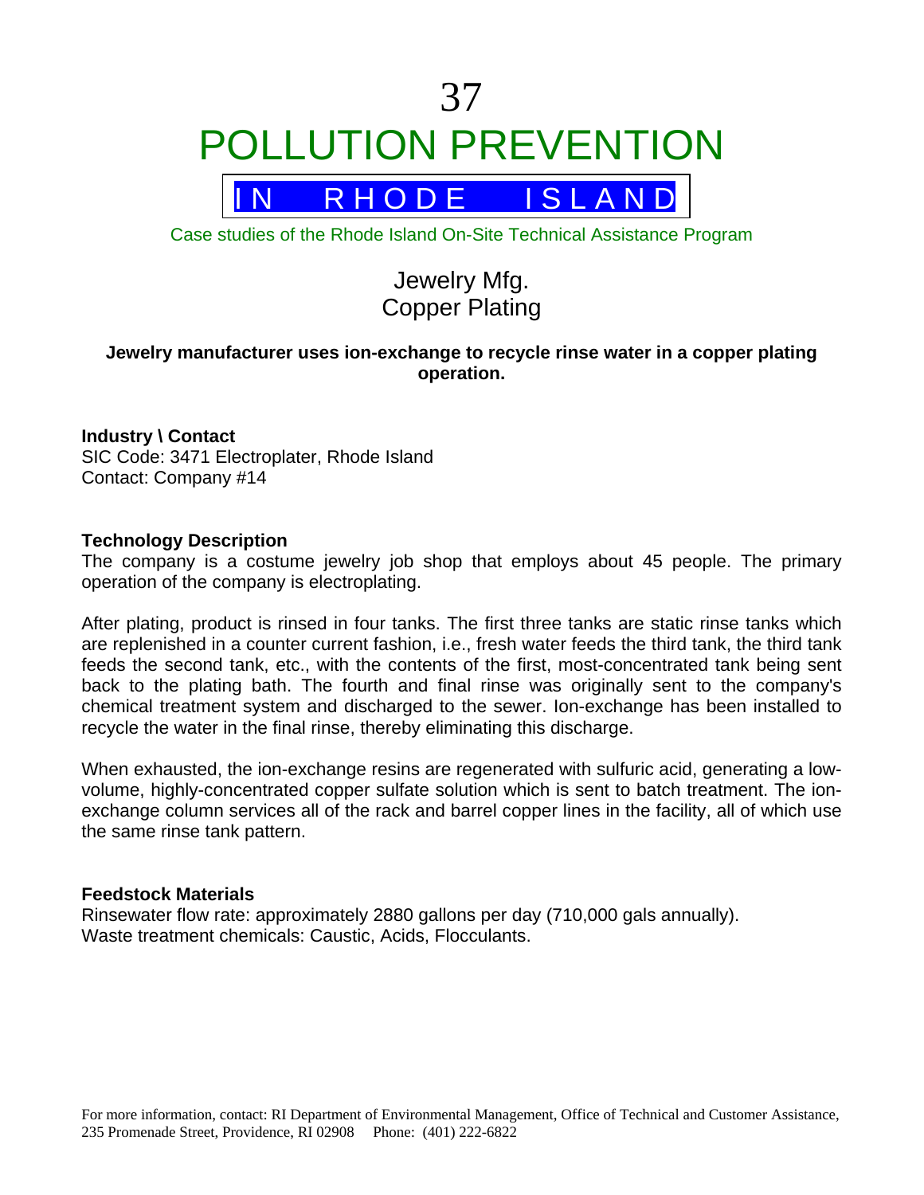# 37
# POLLUTION PREVENTION

## IN RHODE ISLAND

Case studies of the Rhode Island On-Site Technical Assistance Program

## Jewelry Mfg.
## Copper Plating

**Jewelry manufacturer uses ion-exchange to recycle rinse water in a copper plating operation.**

**Industry \ Contact**
SIC Code: 3471 Electroplater, Rhode Island
Contact: Company #14

**Technology Description**
The company is a costume jewelry job shop that employs about 45 people. The primary operation of the company is electroplating.

After plating, product is rinsed in four tanks. The first three tanks are static rinse tanks which are replenished in a counter current fashion, i.e., fresh water feeds the third tank, the third tank feeds the second tank, etc., with the contents of the first, most-concentrated tank being sent back to the plating bath. The fourth and final rinse was originally sent to the company's chemical treatment system and discharged to the sewer. Ion-exchange has been installed to recycle the water in the final rinse, thereby eliminating this discharge.

When exhausted, the ion-exchange resins are regenerated with sulfuric acid, generating a low-volume, highly-concentrated copper sulfate solution which is sent to batch treatment. The ion-exchange column services all of the rack and barrel copper lines in the facility, all of which use the same rinse tank pattern.

**Feedstock Materials**
Rinsewater flow rate: approximately 2880 gallons per day (710,000 gals annually).
Waste treatment chemicals: Caustic, Acids, Flocculants.

For more information, contact: RI Department of Environmental Management, Office of Technical and Customer Assistance, 235 Promenade Street, Providence, RI 02908 Phone: (401) 222-6822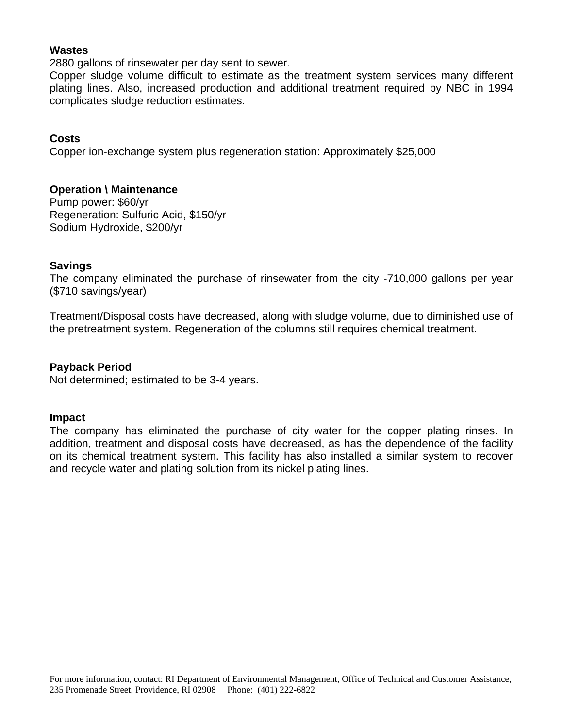**Wastes**

2880 gallons of rinsewater per day sent to sewer.

Copper sludge volume difficult to estimate as the treatment system services many different plating lines. Also, increased production and additional treatment required by NBC in 1994 complicates sludge reduction estimates.

**Costs**

Copper ion-exchange system plus regeneration station: Approximately $25,000

**Operation \ Maintenance**

Pump power: $60/yr

Regeneration: Sulfuric Acid, $150/yr

Sodium Hydroxide, $200/yr

**Savings**

The company eliminated the purchase of rinsewater from the city -710,000 gallons per year ($710 savings/year)

Treatment/Disposal costs have decreased, along with sludge volume, due to diminished use of the pretreatment system. Regeneration of the columns still requires chemical treatment.

**Payback Period**

Not determined; estimated to be 3-4 years.

**Impact**

The company has eliminated the purchase of city water for the copper plating rinses. In addition, treatment and disposal costs have decreased, as has the dependence of the facility on its chemical treatment system. This facility has also installed a similar system to recover and recycle water and plating solution from its nickel plating lines.

For more information, contact: RI Department of Environmental Management, Office of Technical and Customer Assistance, 235 Promenade Street, Providence, RI 02908 Phone: (401) 222-6822